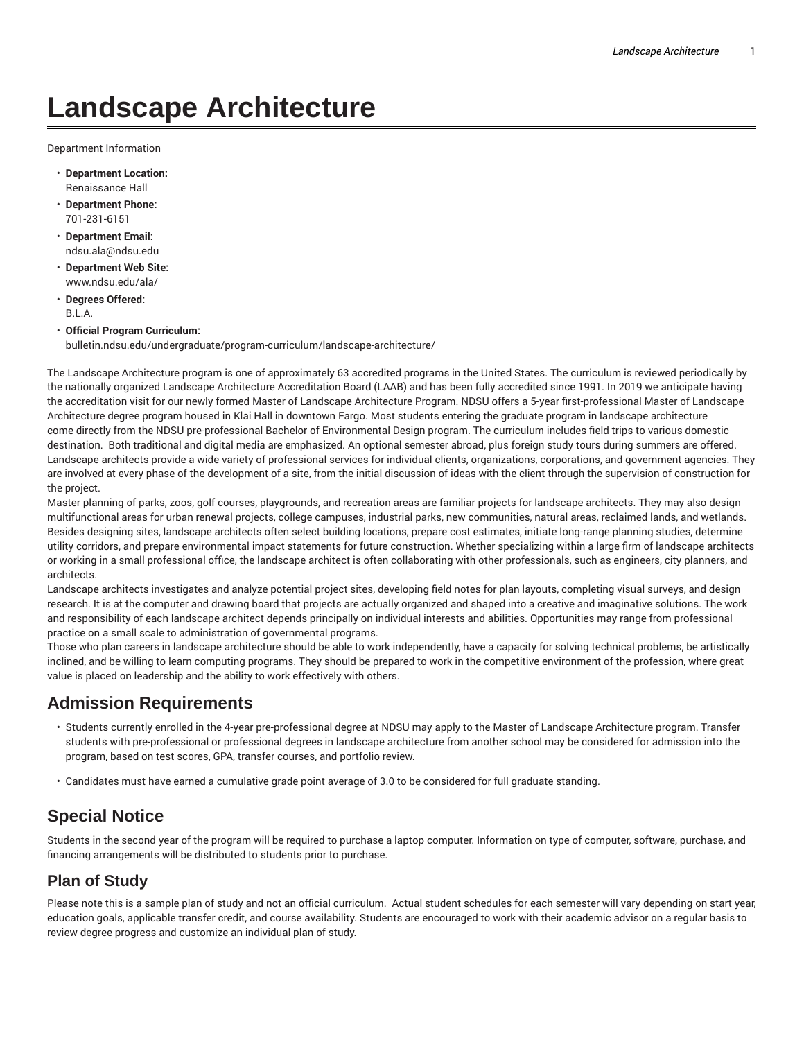# Landscape Architecture

Department Information

- **Department Location:**
  Renaissance Hall
- **Department Phone:**
  701-231-6151
- **Department Email:**
  ndsu.ala@ndsu.edu
- **Department Web Site:**
  www.ndsu.edu/ala/
- **Degrees Offered:**
  B.L.A.
- **Official Program Curriculum:**
  bulletin.ndsu.edu/undergraduate/program-curriculum/landscape-architecture/

The Landscape Architecture program is one of approximately 63 accredited programs in the United States. The curriculum is reviewed periodically by the nationally organized Landscape Architecture Accreditation Board (LAAB) and has been fully accredited since 1991. In 2019 we anticipate having the accreditation visit for our newly formed Master of Landscape Architecture Program. NDSU offers a 5-year first-professional Master of Landscape Architecture degree program housed in Klai Hall in downtown Fargo. Most students entering the graduate program in landscape architecture come directly from the NDSU pre-professional Bachelor of Environmental Design program. The curriculum includes field trips to various domestic destination. Both traditional and digital media are emphasized. An optional semester abroad, plus foreign study tours during summers are offered. Landscape architects provide a wide variety of professional services for individual clients, organizations, corporations, and government agencies. They are involved at every phase of the development of a site, from the initial discussion of ideas with the client through the supervision of construction for the project.

Master planning of parks, zoos, golf courses, playgrounds, and recreation areas are familiar projects for landscape architects. They may also design multifunctional areas for urban renewal projects, college campuses, industrial parks, new communities, natural areas, reclaimed lands, and wetlands. Besides designing sites, landscape architects often select building locations, prepare cost estimates, initiate long-range planning studies, determine utility corridors, and prepare environmental impact statements for future construction. Whether specializing within a large firm of landscape architects or working in a small professional office, the landscape architect is often collaborating with other professionals, such as engineers, city planners, and architects.

Landscape architects investigates and analyze potential project sites, developing field notes for plan layouts, completing visual surveys, and design research. It is at the computer and drawing board that projects are actually organized and shaped into a creative and imaginative solutions. The work and responsibility of each landscape architect depends principally on individual interests and abilities. Opportunities may range from professional practice on a small scale to administration of governmental programs.

Those who plan careers in landscape architecture should be able to work independently, have a capacity for solving technical problems, be artistically inclined, and be willing to learn computing programs. They should be prepared to work in the competitive environment of the profession, where great value is placed on leadership and the ability to work effectively with others.

## Admission Requirements

- Students currently enrolled in the 4-year pre-professional degree at NDSU may apply to the Master of Landscape Architecture program. Transfer students with pre-professional or professional degrees in landscape architecture from another school may be considered for admission into the program, based on test scores, GPA, transfer courses, and portfolio review.
- Candidates must have earned a cumulative grade point average of 3.0 to be considered for full graduate standing.

## Special Notice

Students in the second year of the program will be required to purchase a laptop computer. Information on type of computer, software, purchase, and financing arrangements will be distributed to students prior to purchase.

## Plan of Study

Please note this is a sample plan of study and not an official curriculum. Actual student schedules for each semester will vary depending on start year, education goals, applicable transfer credit, and course availability. Students are encouraged to work with their academic advisor on a regular basis to review degree progress and customize an individual plan of study.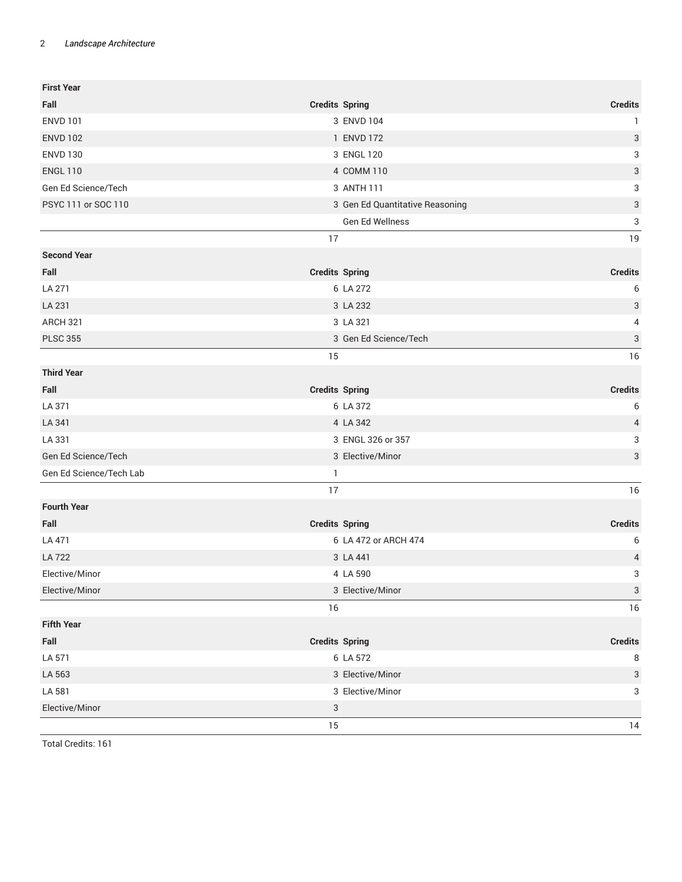| First Year | | | |
|---|---|---|---|
| **Fall** | **Credits** | **Spring** | **Credits** |
| ENVD 101 | 3 | ENVD 104 | 1 |
| ENVD 102 | 1 | ENVD 172 | 3 |
| ENVD 130 | 3 | ENGL 120 | 3 |
| ENGL 110 | 4 | COMM 110 | 3 |
| Gen Ed Science/Tech | 3 | ANTH 111 | 3 |
| PSYC 111 or SOC 110 | 3 | Gen Ed Quantitative Reasoning | 3 |
| | | Gen Ed Wellness | 3 |
| | 17 | | 19 |
| **Second Year** | | | |
| **Fall** | **Credits** | **Spring** | **Credits** |
| LA 271 | 6 | LA 272 | 6 |
| LA 231 | 3 | LA 232 | 3 |
| ARCH 321 | 3 | LA 321 | 4 |
| PLSC 355 | 3 | Gen Ed Science/Tech | 3 |
| | 15 | | 16 |
| **Third Year** | | | |
| **Fall** | **Credits** | **Spring** | **Credits** |
| LA 371 | 6 | LA 372 | 6 |
| LA 341 | 4 | LA 342 | 4 |
| LA 331 | 3 | ENGL 326 or 357 | 3 |
| Gen Ed Science/Tech | 3 | Elective/Minor | 3 |
| Gen Ed Science/Tech Lab | 1 | | |
| | 17 | | 16 |
| **Fourth Year** | | | |
| **Fall** | **Credits** | **Spring** | **Credits** |
| LA 471 | 6 | LA 472 or ARCH 474 | 6 |
| LA 722 | 3 | LA 441 | 4 |
| Elective/Minor | 4 | LA 590 | 3 |
| Elective/Minor | 3 | Elective/Minor | 3 |
| | 16 | | 16 |
| **Fifth Year** | | | |
| **Fall** | **Credits** | **Spring** | **Credits** |
| LA 571 | 6 | LA 572 | 8 |
| LA 563 | 3 | Elective/Minor | 3 |
| LA 581 | 3 | Elective/Minor | 3 |
| Elective/Minor | 3 | | |
| | 15 | | 14 |

Total Credits: 161